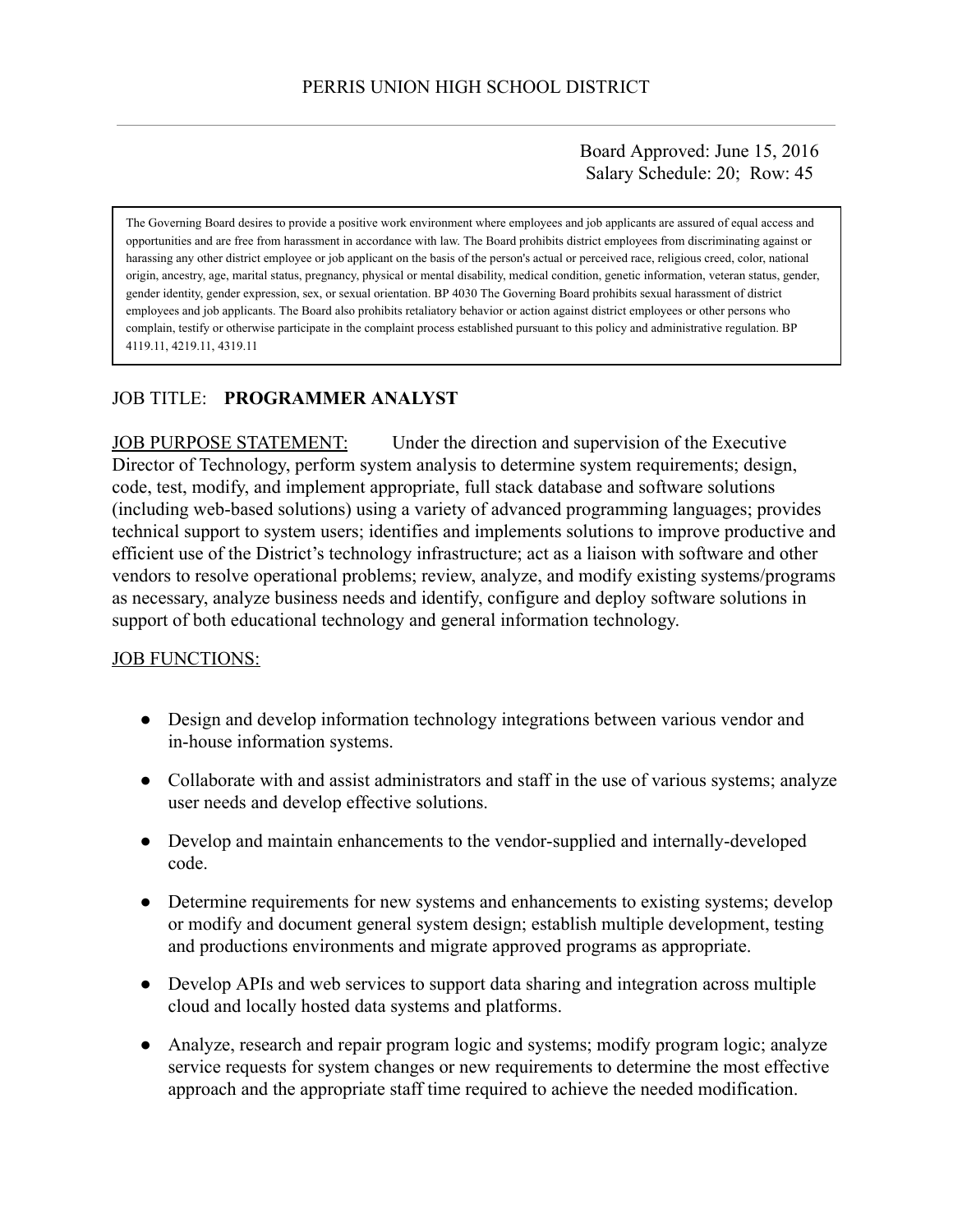PERRIS UNION HIGH SCHOOL DISTRICT

Board Approved: June 15, 2016
Salary Schedule: 20; Row: 45

> The Governing Board desires to provide a positive work environment where employees and job applicants are assured of equal access and opportunities and are free from harassment in accordance with law. The Board prohibits district employees from discriminating against or harassing any other district employee or job applicant on the basis of the person's actual or perceived race, religious creed, color, national origin, ancestry, age, marital status, pregnancy, physical or mental disability, medical condition, genetic information, veteran status, gender, gender identity, gender expression, sex, or sexual orientation. BP 4030 The Governing Board prohibits sexual harassment of district employees and job applicants. The Board also prohibits retaliatory behavior or action against district employees or other persons who complain, testify or otherwise participate in the complaint process established pursuant to this policy and administrative regulation. BP 4119.11, 4219.11, 4319.11

JOB TITLE: **PROGRAMMER ANALYST**

JOB PURPOSE STATEMENT: Under the direction and supervision of the Executive Director of Technology, perform system analysis to determine system requirements; design, code, test, modify, and implement appropriate, full stack database and software solutions (including web-based solutions) using a variety of advanced programming languages; provides technical support to system users; identifies and implements solutions to improve productive and efficient use of the District's technology infrastructure; act as a liaison with software and other vendors to resolve operational problems; review, analyze, and modify existing systems/programs as necessary, analyze business needs and identify, configure and deploy software solutions in support of both educational technology and general information technology.

JOB FUNCTIONS:

- Design and develop information technology integrations between various vendor and in-house information systems.
- Collaborate with and assist administrators and staff in the use of various systems; analyze user needs and develop effective solutions.
- Develop and maintain enhancements to the vendor-supplied and internally-developed code.
- Determine requirements for new systems and enhancements to existing systems; develop or modify and document general system design; establish multiple development, testing and productions environments and migrate approved programs as appropriate.
- Develop APIs and web services to support data sharing and integration across multiple cloud and locally hosted data systems and platforms.
- Analyze, research and repair program logic and systems; modify program logic; analyze service requests for system changes or new requirements to determine the most effective approach and the appropriate staff time required to achieve the needed modification.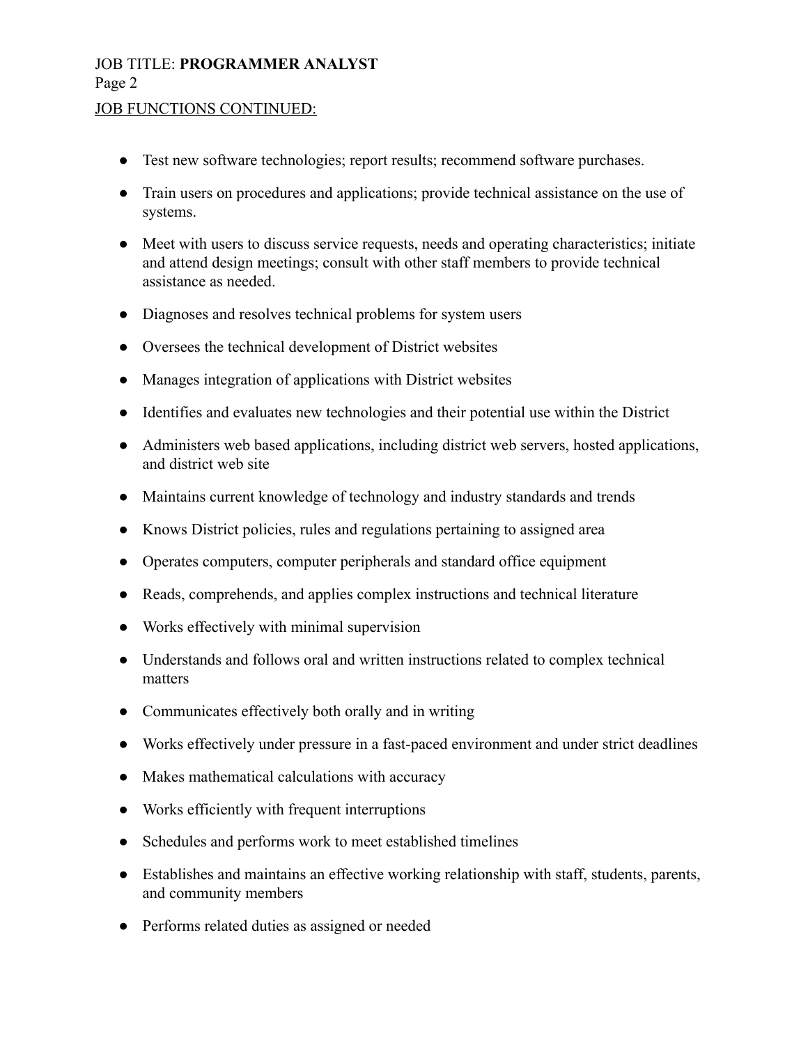JOB FUNCTIONS CONTINUED:

- Test new software technologies; report results; recommend software purchases.
- Train users on procedures and applications; provide technical assistance on the use of systems.
- Meet with users to discuss service requests, needs and operating characteristics; initiate and attend design meetings; consult with other staff members to provide technical assistance as needed.
- Diagnoses and resolves technical problems for system users
- Oversees the technical development of District websites
- Manages integration of applications with District websites
- Identifies and evaluates new technologies and their potential use within the District
- Administers web based applications, including district web servers, hosted applications, and district web site
- Maintains current knowledge of technology and industry standards and trends
- Knows District policies, rules and regulations pertaining to assigned area
- Operates computers, computer peripherals and standard office equipment
- Reads, comprehends, and applies complex instructions and technical literature
- Works effectively with minimal supervision
- Understands and follows oral and written instructions related to complex technical matters
- Communicates effectively both orally and in writing
- Works effectively under pressure in a fast-paced environment and under strict deadlines
- Makes mathematical calculations with accuracy
- Works efficiently with frequent interruptions
- Schedules and performs work to meet established timelines
- Establishes and maintains an effective working relationship with staff, students, parents, and community members
- Performs related duties as assigned or needed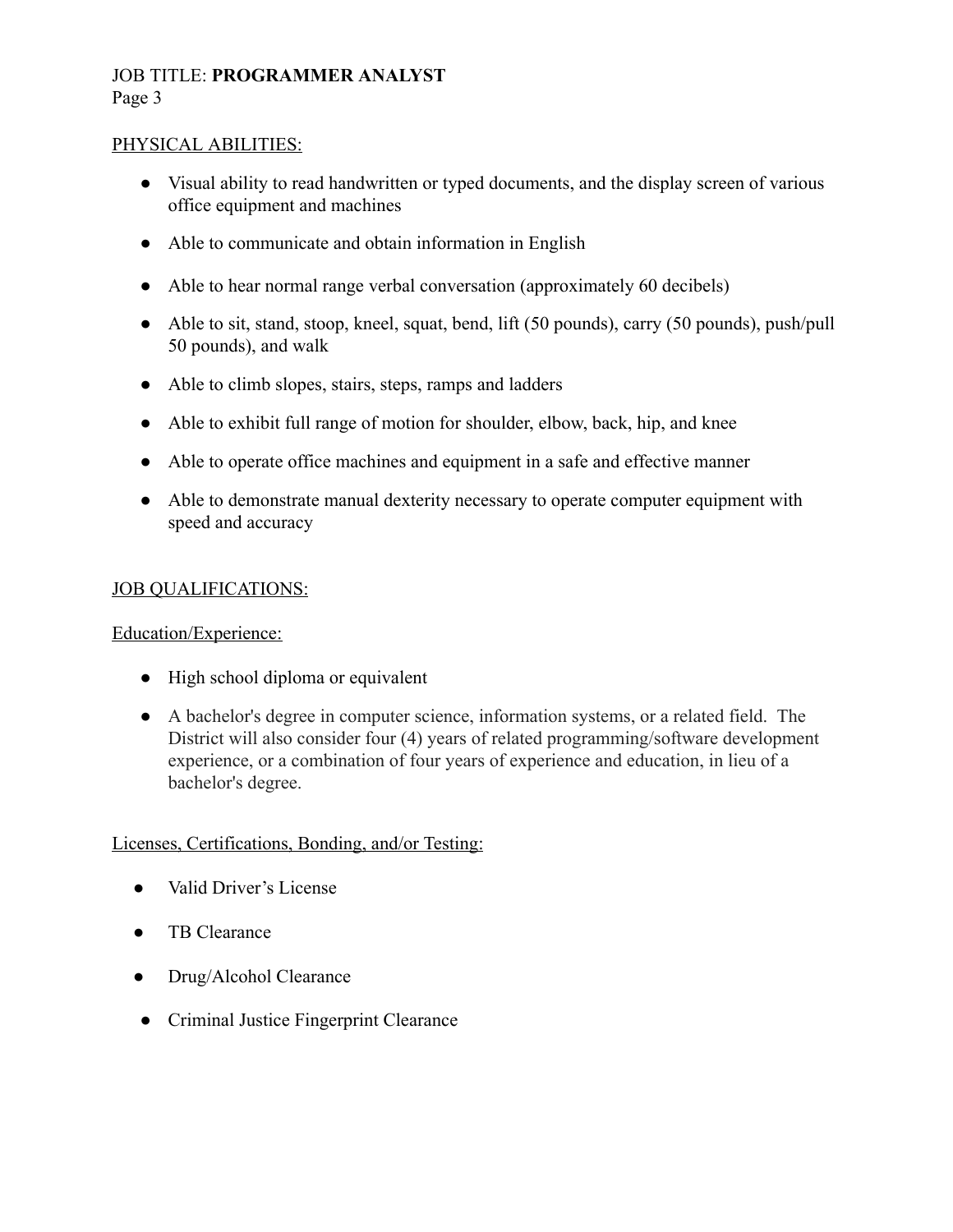## PHYSICAL ABILITIES:

- Visual ability to read handwritten or typed documents, and the display screen of various office equipment and machines
- Able to communicate and obtain information in English
- Able to hear normal range verbal conversation (approximately 60 decibels)
- Able to sit, stand, stoop, kneel, squat, bend, lift (50 pounds), carry (50 pounds), push/pull 50 pounds), and walk
- Able to climb slopes, stairs, steps, ramps and ladders
- Able to exhibit full range of motion for shoulder, elbow, back, hip, and knee
- Able to operate office machines and equipment in a safe and effective manner
- Able to demonstrate manual dexterity necessary to operate computer equipment with speed and accuracy

## JOB QUALIFICATIONS:

### Education/Experience:

- High school diploma or equivalent
- A bachelor's degree in computer science, information systems, or a related field. The District will also consider four (4) years of related programming/software development experience, or a combination of four years of experience and education, in lieu of a bachelor's degree.

### Licenses, Certifications, Bonding, and/or Testing:

- Valid Driver's License
- TB Clearance
- Drug/Alcohol Clearance
- Criminal Justice Fingerprint Clearance